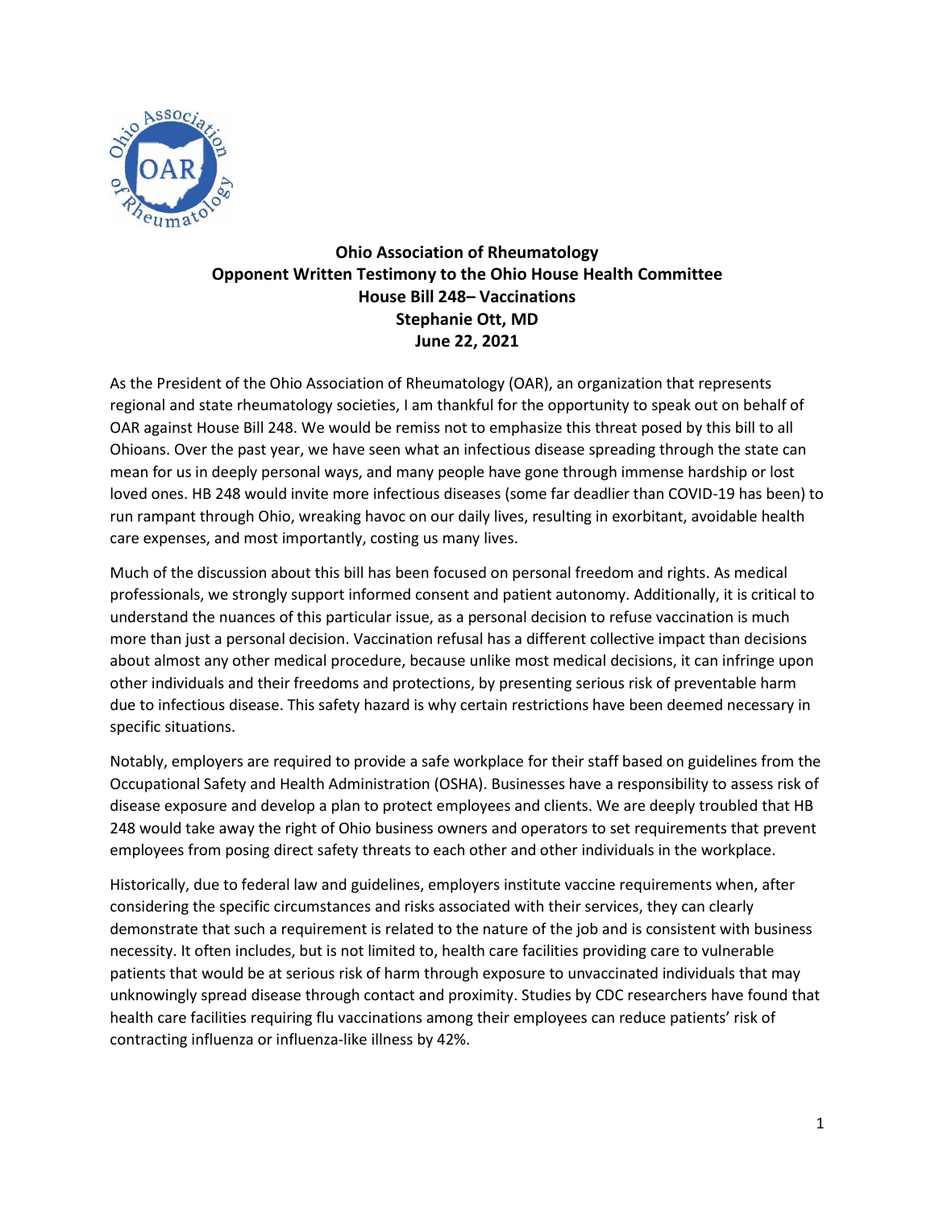**Ohio Association of Rheumatology**
**Opponent Written Testimony to the Ohio House Health Committee**
**House Bill 248– Vaccinations**
**Stephanie Ott, MD**
**June 22, 2021**

As the President of the Ohio Association of Rheumatology (OAR), an organization that represents regional and state rheumatology societies, I am thankful for the opportunity to speak out on behalf of OAR against House Bill 248. We would be remiss not to emphasize this threat posed by this bill to all Ohioans. Over the past year, we have seen what an infectious disease spreading through the state can mean for us in deeply personal ways, and many people have gone through immense hardship or lost loved ones. HB 248 would invite more infectious diseases (some far deadlier than COVID-19 has been) to run rampant through Ohio, wreaking havoc on our daily lives, resulting in exorbitant, avoidable health care expenses, and most importantly, costing us many lives.

Much of the discussion about this bill has been focused on personal freedom and rights. As medical professionals, we strongly support informed consent and patient autonomy. Additionally, it is critical to understand the nuances of this particular issue, as a personal decision to refuse vaccination is much more than just a personal decision. Vaccination refusal has a different collective impact than decisions about almost any other medical procedure, because unlike most medical decisions, it can infringe upon other individuals and their freedoms and protections, by presenting serious risk of preventable harm due to infectious disease. This safety hazard is why certain restrictions have been deemed necessary in specific situations.

Notably, employers are required to provide a safe workplace for their staff based on guidelines from the Occupational Safety and Health Administration (OSHA). Businesses have a responsibility to assess risk of disease exposure and develop a plan to protect employees and clients. We are deeply troubled that HB 248 would take away the right of Ohio business owners and operators to set requirements that prevent employees from posing direct safety threats to each other and other individuals in the workplace.

Historically, due to federal law and guidelines, employers institute vaccine requirements when, after considering the specific circumstances and risks associated with their services, they can clearly demonstrate that such a requirement is related to the nature of the job and is consistent with business necessity. It often includes, but is not limited to, health care facilities providing care to vulnerable patients that would be at serious risk of harm through exposure to unvaccinated individuals that may unknowingly spread disease through contact and proximity. Studies by CDC researchers have found that health care facilities requiring flu vaccinations among their employees can reduce patients' risk of contracting influenza or influenza-like illness by 42%.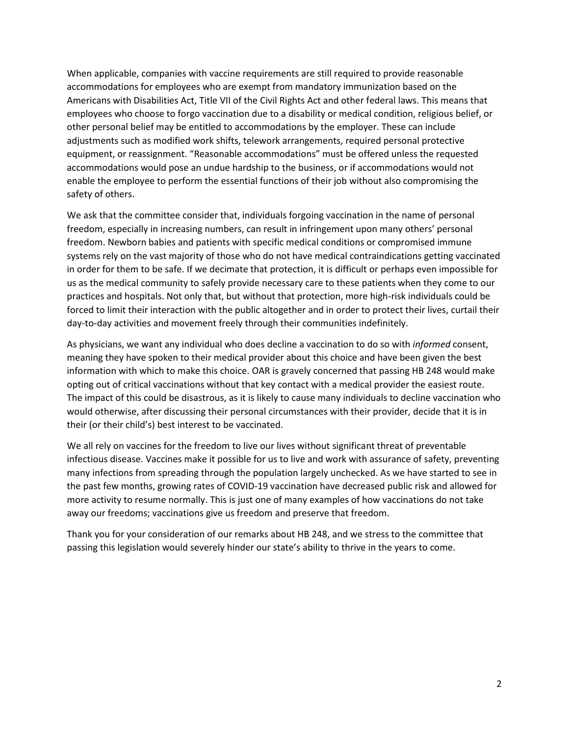When applicable, companies with vaccine requirements are still required to provide reasonable accommodations for employees who are exempt from mandatory immunization based on the Americans with Disabilities Act, Title VII of the Civil Rights Act and other federal laws. This means that employees who choose to forgo vaccination due to a disability or medical condition, religious belief, or other personal belief may be entitled to accommodations by the employer. These can include adjustments such as modified work shifts, telework arrangements, required personal protective equipment, or reassignment. "Reasonable accommodations" must be offered unless the requested accommodations would pose an undue hardship to the business, or if accommodations would not enable the employee to perform the essential functions of their job without also compromising the safety of others.

We ask that the committee consider that, individuals forgoing vaccination in the name of personal freedom, especially in increasing numbers, can result in infringement upon many others' personal freedom. Newborn babies and patients with specific medical conditions or compromised immune systems rely on the vast majority of those who do not have medical contraindications getting vaccinated in order for them to be safe. If we decimate that protection, it is difficult or perhaps even impossible for us as the medical community to safely provide necessary care to these patients when they come to our practices and hospitals. Not only that, but without that protection, more high-risk individuals could be forced to limit their interaction with the public altogether and in order to protect their lives, curtail their day-to-day activities and movement freely through their communities indefinitely.

As physicians, we want any individual who does decline a vaccination to do so with *informed* consent, meaning they have spoken to their medical provider about this choice and have been given the best information with which to make this choice. OAR is gravely concerned that passing HB 248 would make opting out of critical vaccinations without that key contact with a medical provider the easiest route. The impact of this could be disastrous, as it is likely to cause many individuals to decline vaccination who would otherwise, after discussing their personal circumstances with their provider, decide that it is in their (or their child's) best interest to be vaccinated.

We all rely on vaccines for the freedom to live our lives without significant threat of preventable infectious disease. Vaccines make it possible for us to live and work with assurance of safety, preventing many infections from spreading through the population largely unchecked. As we have started to see in the past few months, growing rates of COVID-19 vaccination have decreased public risk and allowed for more activity to resume normally. This is just one of many examples of how vaccinations do not take away our freedoms; vaccinations give us freedom and preserve that freedom.

Thank you for your consideration of our remarks about HB 248, and we stress to the committee that passing this legislation would severely hinder our state's ability to thrive in the years to come.